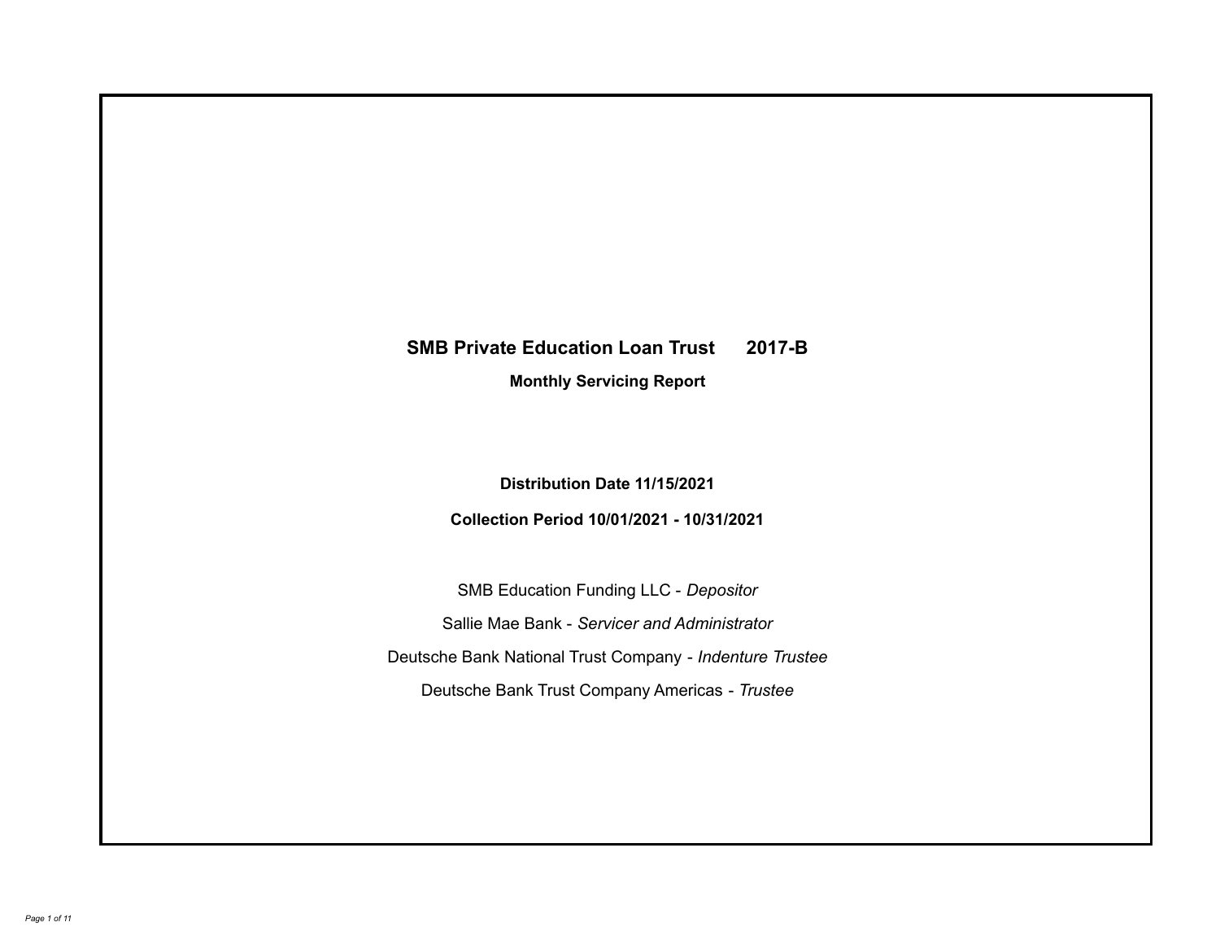# SMB Private Education Loan Trust 2017-B

**Monthly Servicing Report**

**Distribution Date 11/15/2021**

**Collection Period 10/01/2021 - 10/31/2021**

SMB Education Funding LLC - *Depositor*

Sallie Mae Bank - *Servicer and Administrator*

Deutsche Bank National Trust Company - *Indenture Trustee*

Deutsche Bank Trust Company Americas - *Trustee*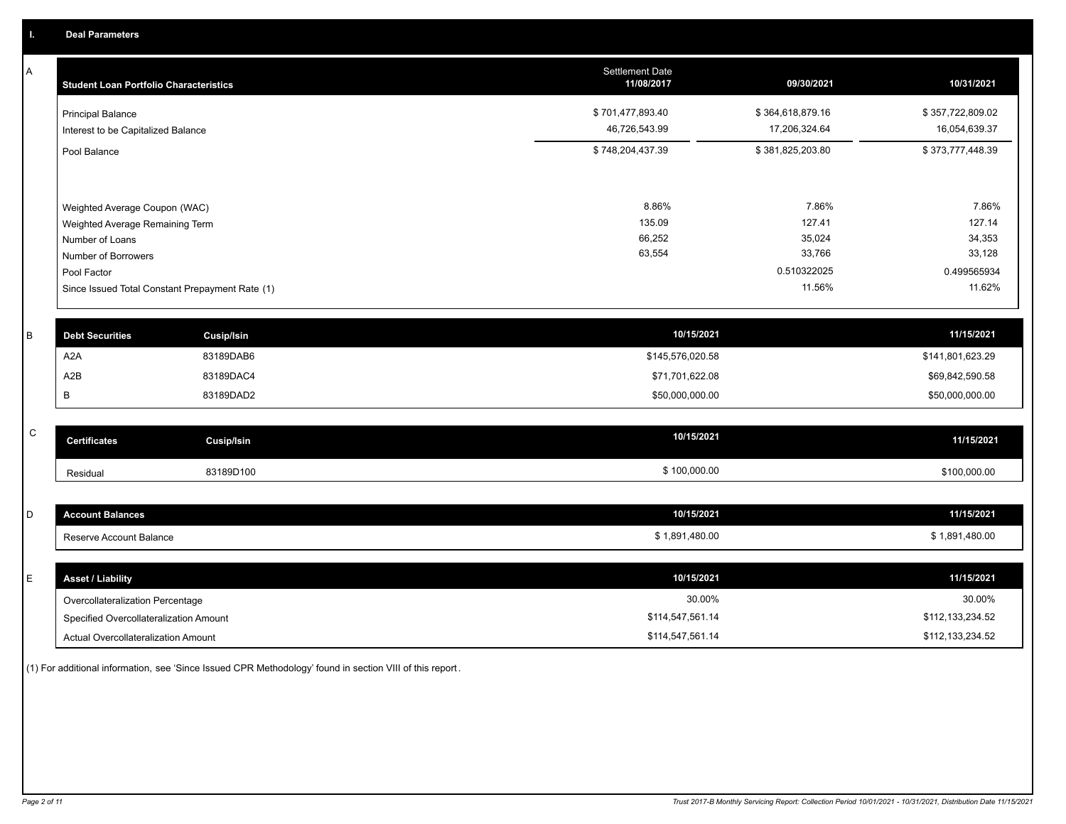## I. Deal Parameters

### A

| Student Loan Portfolio Characteristics | Settlement Date 11/08/2017 | 09/30/2021 | 10/31/2021 |
|---|---|---|---|
| Principal Balance | $ 701,477,893.40 | $ 364,618,879.16 | $ 357,722,809.02 |
| Interest to be Capitalized Balance | 46,726,543.99 | 17,206,324.64 | 16,054,639.37 |
| Pool Balance | $ 748,204,437.39 | $ 381,825,203.80 | $ 373,777,448.39 |
| | | | |
| Weighted Average Coupon (WAC) | 8.86% | 7.86% | 7.86% |
| Weighted Average Remaining Term | 135.09 | 127.41 | 127.14 |
| Number of Loans | 66,252 | 35,024 | 34,353 |
| Number of Borrowers | 63,554 | 33,766 | 33,128 |
| Pool Factor | | 0.510322025 | 0.499565934 |
| Since Issued Total Constant Prepayment Rate (1) | | 11.56% | 11.62% |

### B

| Debt Securities | Cusip/Isin | 10/15/2021 | 11/15/2021 |
|---|---|---|---|
| A2A | 83189DAB6 | $145,576,020.58 | $141,801,623.29 |
| A2B | 83189DAC4 | $71,701,622.08 | $69,842,590.58 |
| B | 83189DAD2 | $50,000,000.00 | $50,000,000.00 |

### C

| Certificates | Cusip/Isin | 10/15/2021 | 11/15/2021 |
|---|---|---|---|
| Residual | 83189D100 | $ 100,000.00 | $100,000.00 |

### D

| Account Balances | 10/15/2021 | 11/15/2021 |
|---|---|---|
| Reserve Account Balance | $ 1,891,480.00 | $ 1,891,480.00 |

### E

| Asset / Liability | 10/15/2021 | 11/15/2021 |
|---|---|---|
| Overcollateralization Percentage | 30.00% | 30.00% |
| Specified Overcollateralization Amount | $114,547,561.14 | $112,133,234.52 |
| Actual Overcollateralization Amount | $114,547,561.14 | $112,133,234.52 |

(1) For additional information, see 'Since Issued CPR Methodology' found in section VIII of this report.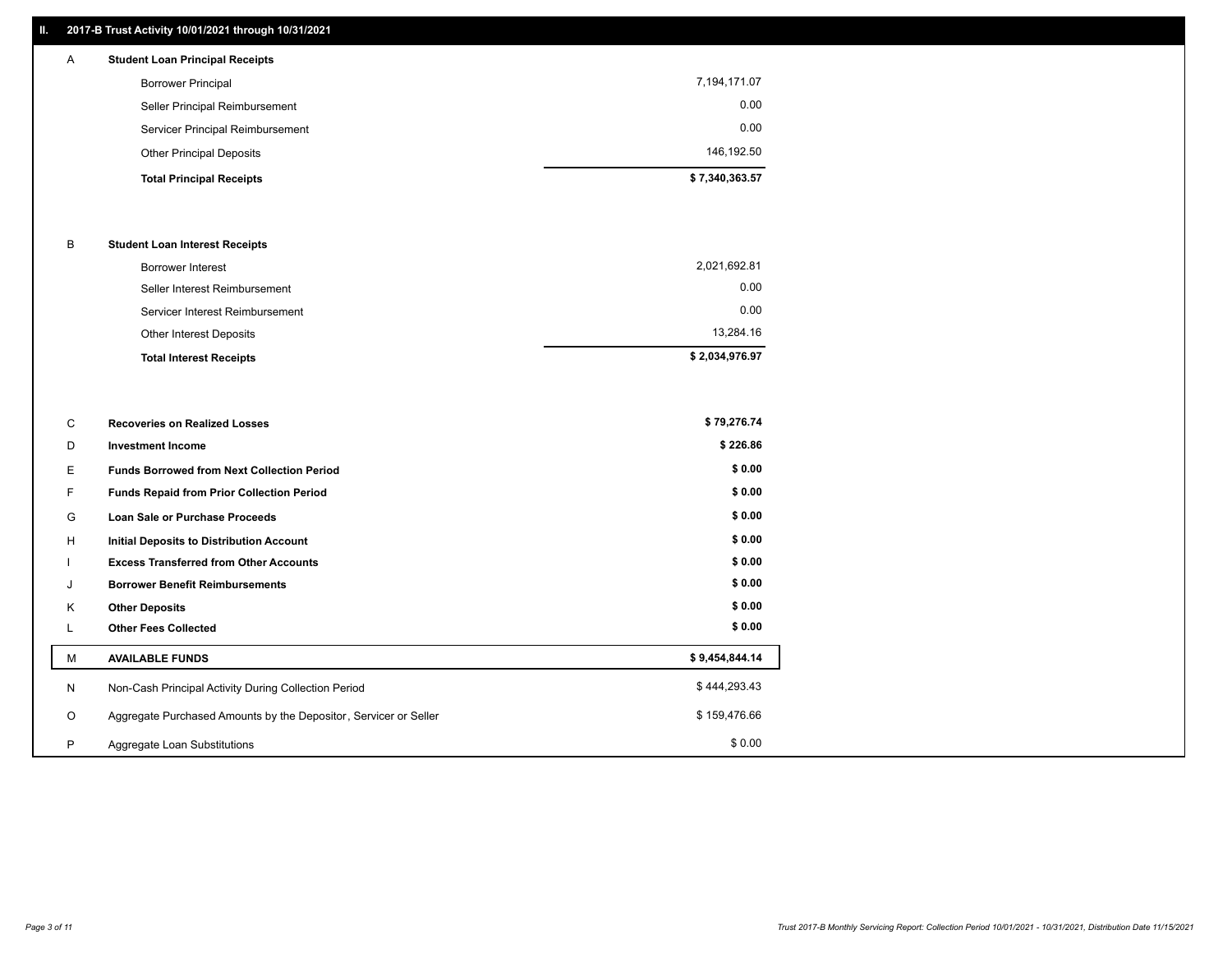## II. 2017-B Trust Activity 10/01/2021 through 10/31/2021

| | | |
|---|---|---|
| A | **Student Loan Principal Receipts** | |
| | Borrower Principal | 7,194,171.07 |
| | Seller Principal Reimbursement | 0.00 |
| | Servicer Principal Reimbursement | 0.00 |
| | Other Principal Deposits | 146,192.50 |
| | **Total Principal Receipts** | **$ 7,340,363.57** |
| B | **Student Loan Interest Receipts** | |
| | Borrower Interest | 2,021,692.81 |
| | Seller Interest Reimbursement | 0.00 |
| | Servicer Interest Reimbursement | 0.00 |
| | Other Interest Deposits | 13,284.16 |
| | **Total Interest Receipts** | **$ 2,034,976.97** |
| C | **Recoveries on Realized Losses** | **$ 79,276.74** |
| D | **Investment Income** | **$ 226.86** |
| E | **Funds Borrowed from Next Collection Period** | **$ 0.00** |
| F | **Funds Repaid from Prior Collection Period** | **$ 0.00** |
| G | **Loan Sale or Purchase Proceeds** | **$ 0.00** |
| H | **Initial Deposits to Distribution Account** | **$ 0.00** |
| I | **Excess Transferred from Other Accounts** | **$ 0.00** |
| J | **Borrower Benefit Reimbursements** | **$ 0.00** |
| K | **Other Deposits** | **$ 0.00** |
| L | **Other Fees Collected** | **$ 0.00** |
| M | **AVAILABLE FUNDS** | **$ 9,454,844.14** |
| N | Non-Cash Principal Activity During Collection Period | $ 444,293.43 |
| O | Aggregate Purchased Amounts by the Depositor, Servicer or Seller | $ 159,476.66 |
| P | Aggregate Loan Substitutions | $ 0.00 |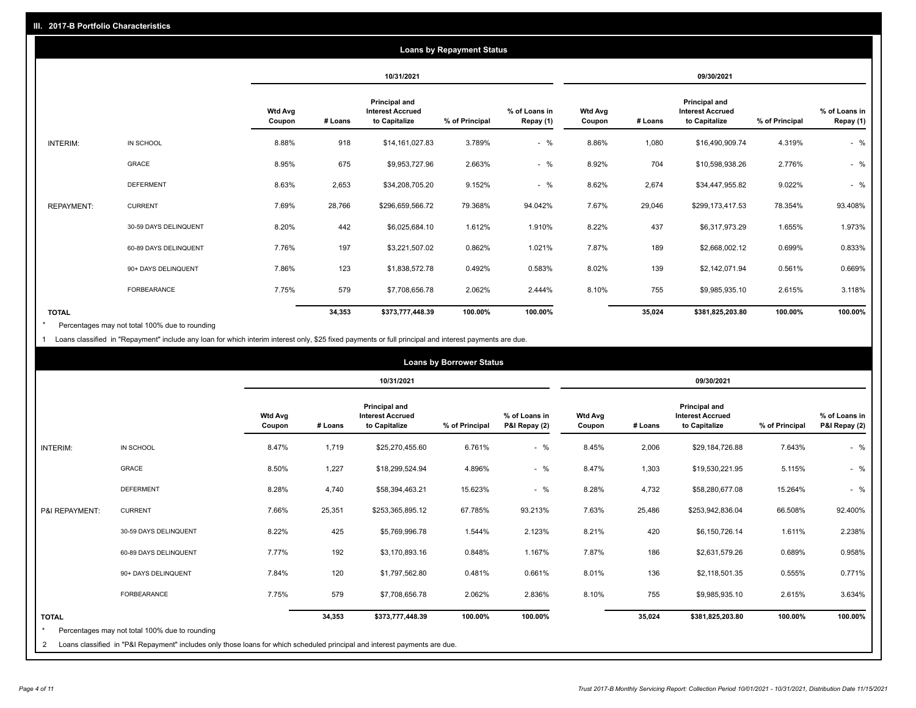## III. 2017-B Portfolio Characteristics

### Loans by Repayment Status

| | | 10/31/2021 | | | | | 09/30/2021 | | | | |
|---|---|---|---|---|---|---|---|---|---|---|---|
| | | Wtd Avg Coupon | # Loans | Principal and Interest Accrued to Capitalize | % of Principal | % of Loans in Repay (1) | Wtd Avg Coupon | # Loans | Principal and Interest Accrued to Capitalize | % of Principal | % of Loans in Repay (1) |
| INTERIM: | IN SCHOOL | 8.88% | 918 | $14,161,027.83 | 3.789% | - % | 8.86% | 1,080 | $16,490,909.74 | 4.319% | - % |
| | GRACE | 8.95% | 675 | $9,953,727.96 | 2.663% | - % | 8.92% | 704 | $10,598,938.26 | 2.776% | - % |
| | DEFERMENT | 8.63% | 2,653 | $34,208,705.20 | 9.152% | - % | 8.62% | 2,674 | $34,447,955.82 | 9.022% | - % |
| REPAYMENT: | CURRENT | 7.69% | 28,766 | $296,659,566.72 | 79.368% | 94.042% | 7.67% | 29,046 | $299,173,417.53 | 78.354% | 93.408% |
| | 30-59 DAYS DELINQUENT | 8.20% | 442 | $6,025,684.10 | 1.612% | 1.910% | 8.22% | 437 | $6,317,973.29 | 1.655% | 1.973% |
| | 60-89 DAYS DELINQUENT | 7.76% | 197 | $3,221,507.02 | 0.862% | 1.021% | 7.87% | 189 | $2,668,002.12 | 0.699% | 0.833% |
| | 90+ DAYS DELINQUENT | 7.86% | 123 | $1,838,572.78 | 0.492% | 0.583% | 8.02% | 139 | $2,142,071.94 | 0.561% | 0.669% |
| | FORBEARANCE | 7.75% | 579 | $7,708,656.78 | 2.062% | 2.444% | 8.10% | 755 | $9,985,935.10 | 2.615% | 3.118% |
| **TOTAL** | | | **34,353** | **$373,777,448.39** | **100.00%** | **100.00%** | | **35,024** | **$381,825,203.80** | **100.00%** | **100.00%** |

\* Percentages may not total 100% due to rounding

1 Loans classified in "Repayment" include any loan for which interim interest only, $25 fixed payments or full principal and interest payments are due.

### Loans by Borrower Status

| | | 10/31/2021 | | | | | 09/30/2021 | | | | |
|---|---|---|---|---|---|---|---|---|---|---|---|
| | | Wtd Avg Coupon | # Loans | Principal and Interest Accrued to Capitalize | % of Principal | % of Loans in P&I Repay (2) | Wtd Avg Coupon | # Loans | Principal and Interest Accrued to Capitalize | % of Principal | % of Loans in P&I Repay (2) |
| INTERIM: | IN SCHOOL | 8.47% | 1,719 | $25,270,455.60 | 6.761% | - % | 8.45% | 2,006 | $29,184,726.88 | 7.643% | - % |
| | GRACE | 8.50% | 1,227 | $18,299,524.94 | 4.896% | - % | 8.47% | 1,303 | $19,530,221.95 | 5.115% | - % |
| | DEFERMENT | 8.28% | 4,740 | $58,394,463.21 | 15.623% | - % | 8.28% | 4,732 | $58,280,677.08 | 15.264% | - % |
| P&I REPAYMENT: | CURRENT | 7.66% | 25,351 | $253,365,895.12 | 67.785% | 93.213% | 7.63% | 25,486 | $253,942,836.04 | 66.508% | 92.400% |
| | 30-59 DAYS DELINQUENT | 8.22% | 425 | $5,769,996.78 | 1.544% | 2.123% | 8.21% | 420 | $6,150,726.14 | 1.611% | 2.238% |
| | 60-89 DAYS DELINQUENT | 7.77% | 192 | $3,170,893.16 | 0.848% | 1.167% | 7.87% | 186 | $2,631,579.26 | 0.689% | 0.958% |
| | 90+ DAYS DELINQUENT | 7.84% | 120 | $1,797,562.80 | 0.481% | 0.661% | 8.01% | 136 | $2,118,501.35 | 0.555% | 0.771% |
| | FORBEARANCE | 7.75% | 579 | $7,708,656.78 | 2.062% | 2.836% | 8.10% | 755 | $9,985,935.10 | 2.615% | 3.634% |
| **TOTAL** | | | **34,353** | **$373,777,448.39** | **100.00%** | **100.00%** | | **35,024** | **$381,825,203.80** | **100.00%** | **100.00%** |

\* Percentages may not total 100% due to rounding

2 Loans classified in "P&I Repayment" includes only those loans for which scheduled principal and interest payments are due.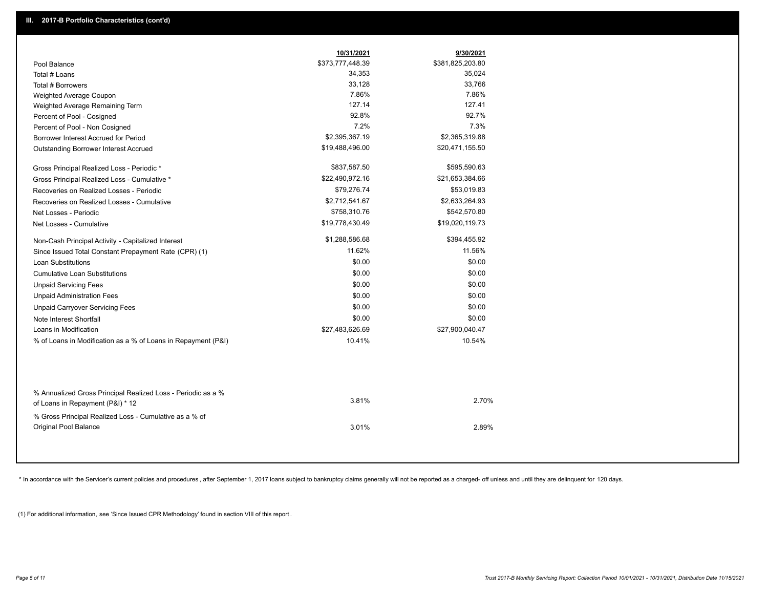## III. 2017-B Portfolio Characteristics (cont'd)

| | 10/31/2021 | 9/30/2021 |
|---|---|---|
| Pool Balance | $373,777,448.39 | $381,825,203.80 |
| Total # Loans | 34,353 | 35,024 |
| Total # Borrowers | 33,128 | 33,766 |
| Weighted Average Coupon | 7.86% | 7.86% |
| Weighted Average Remaining Term | 127.14 | 127.41 |
| Percent of Pool - Cosigned | 92.8% | 92.7% |
| Percent of Pool - Non Cosigned | 7.2% | 7.3% |
| Borrower Interest Accrued for Period | $2,395,367.19 | $2,365,319.88 |
| Outstanding Borrower Interest Accrued | $19,488,496.00 | $20,471,155.50 |
| Gross Principal Realized Loss - Periodic * | $837,587.50 | $595,590.63 |
| Gross Principal Realized Loss - Cumulative * | $22,490,972.16 | $21,653,384.66 |
| Recoveries on Realized Losses - Periodic | $79,276.74 | $53,019.83 |
| Recoveries on Realized Losses - Cumulative | $2,712,541.67 | $2,633,264.93 |
| Net Losses - Periodic | $758,310.76 | $542,570.80 |
| Net Losses - Cumulative | $19,778,430.49 | $19,020,119.73 |
| Non-Cash Principal Activity - Capitalized Interest | $1,288,586.68 | $394,455.92 |
| Since Issued Total Constant Prepayment Rate (CPR) (1) | 11.62% | 11.56% |
| Loan Substitutions | $0.00 | $0.00 |
| Cumulative Loan Substitutions | $0.00 | $0.00 |
| Unpaid Servicing Fees | $0.00 | $0.00 |
| Unpaid Administration Fees | $0.00 | $0.00 |
| Unpaid Carryover Servicing Fees | $0.00 | $0.00 |
| Note Interest Shortfall | $0.00 | $0.00 |
| Loans in Modification | $27,483,626.69 | $27,900,040.47 |
| % of Loans in Modification as a % of Loans in Repayment (P&I) | 10.41% | 10.54% |
| % Annualized Gross Principal Realized Loss - Periodic as a % of Loans in Repayment (P&I) * 12 | 3.81% | 2.70% |
| % Gross Principal Realized Loss - Cumulative as a % of Original Pool Balance | 3.01% | 2.89% |

* In accordance with the Servicer's current policies and procedures, after September 1, 2017 loans subject to bankruptcy claims generally will not be reported as a charged- off unless and until they are delinquent for 120 days.

(1) For additional information, see 'Since Issued CPR Methodology' found in section VIII of this report .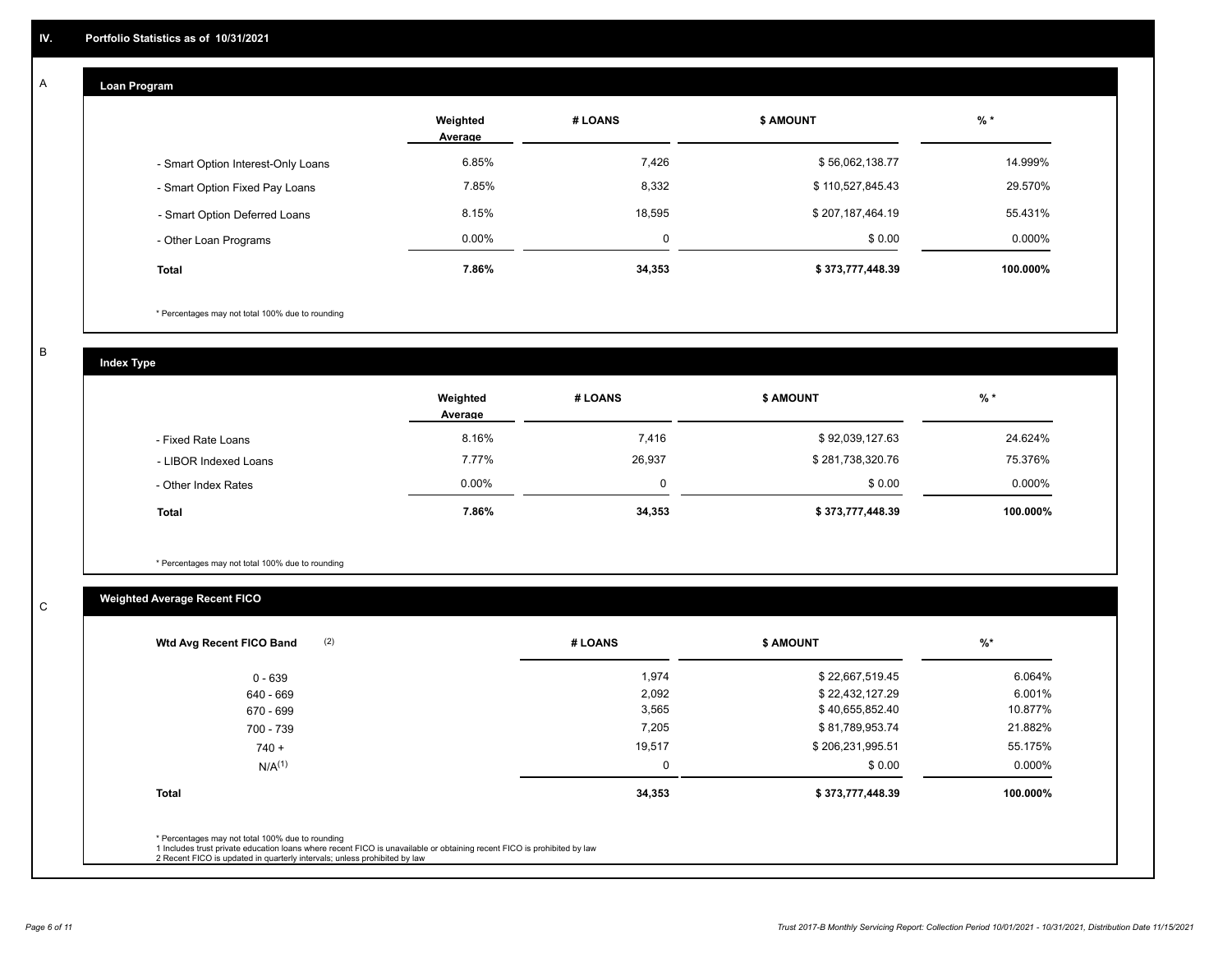## IV. Portfolio Statistics as of 10/31/2021

### A

#### Loan Program

| | Weighted Average | # LOANS | $ AMOUNT | % * |
|---|---|---|---|---|
| - Smart Option Interest-Only Loans | 6.85% | 7,426 | $ 56,062,138.77 | 14.999% |
| - Smart Option Fixed Pay Loans | 7.85% | 8,332 | $ 110,527,845.43 | 29.570% |
| - Smart Option Deferred Loans | 8.15% | 18,595 | $ 207,187,464.19 | 55.431% |
| - Other Loan Programs | 0.00% | 0 | $ 0.00 | 0.000% |
| **Total** | **7.86%** | **34,353** | **$ 373,777,448.39** | **100.000%** |

* Percentages may not total 100% due to rounding

### B

#### Index Type

| | Weighted Average | # LOANS | $ AMOUNT | % * |
|---|---|---|---|---|
| - Fixed Rate Loans | 8.16% | 7,416 | $ 92,039,127.63 | 24.624% |
| - LIBOR Indexed Loans | 7.77% | 26,937 | $ 281,738,320.76 | 75.376% |
| - Other Index Rates | 0.00% | 0 | $ 0.00 | 0.000% |
| **Total** | **7.86%** | **34,353** | **$ 373,777,448.39** | **100.000%** |

* Percentages may not total 100% due to rounding

### C

#### Weighted Average Recent FICO

| Wtd Avg Recent FICO Band (2) | # LOANS | $ AMOUNT | %* |
|---|---|---|---|
| 0 - 639 | 1,974 | $ 22,667,519.45 | 6.064% |
| 640 - 669 | 2,092 | $ 22,432,127.29 | 6.001% |
| 670 - 699 | 3,565 | $ 40,655,852.40 | 10.877% |
| 700 - 739 | 7,205 | $ 81,789,953.74 | 21.882% |
| 740 + | 19,517 | $ 206,231,995.51 | 55.175% |
| N/A(1) | 0 | $ 0.00 | 0.000% |
| **Total** | **34,353** | **$ 373,777,448.39** | **100.000%** |

* Percentages may not total 100% due to rounding
1 Includes trust private education loans where recent FICO is unavailable or obtaining recent FICO is prohibited by law
2 Recent FICO is updated in quarterly intervals; unless prohibited by law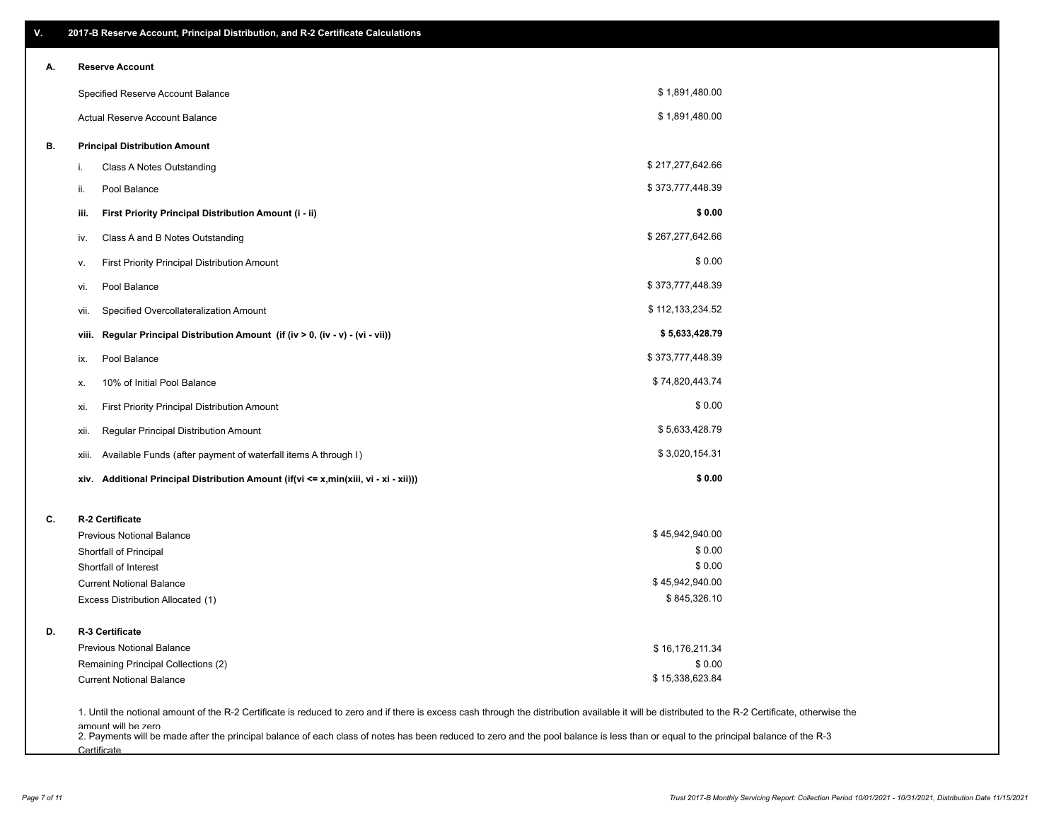## V. 2017-B Reserve Account, Principal Distribution, and R-2 Certificate Calculations

### A. Reserve Account

| | |
|---|---|
| Specified Reserve Account Balance | $ 1,891,480.00 |
| Actual Reserve Account Balance | $ 1,891,480.00 |

### B. Principal Distribution Amount

| | | |
|---|---|---|
| i. | Class A Notes Outstanding | $ 217,277,642.66 |
| ii. | Pool Balance | $ 373,777,448.39 |
| **iii.** | **First Priority Principal Distribution Amount (i - ii)** | **$ 0.00** |
| iv. | Class A and B Notes Outstanding | $ 267,277,642.66 |
| v. | First Priority Principal Distribution Amount | $ 0.00 |
| vi. | Pool Balance | $ 373,777,448.39 |
| vii. | Specified Overcollateralization Amount | $ 112,133,234.52 |
| **viii.** | **Regular Principal Distribution Amount (if (iv > 0, (iv - v) - (vi - vii))** | **$ 5,633,428.79** |
| ix. | Pool Balance | $ 373,777,448.39 |
| x. | 10% of Initial Pool Balance | $ 74,820,443.74 |
| xi. | First Priority Principal Distribution Amount | $ 0.00 |
| xii. | Regular Principal Distribution Amount | $ 5,633,428.79 |
| xiii. | Available Funds (after payment of waterfall items A through I) | $ 3,020,154.31 |
| **xiv.** | **Additional Principal Distribution Amount (if(vi <= x,min(xiii, vi - xi - xii)))** | **$ 0.00** |

### C. R-2 Certificate

| | |
|---|---|
| Previous Notional Balance | $ 45,942,940.00 |
| Shortfall of Principal | $ 0.00 |
| Shortfall of Interest | $ 0.00 |
| Current Notional Balance | $ 45,942,940.00 |
| Excess Distribution Allocated (1) | $ 845,326.10 |

### D. R-3 Certificate

| | |
|---|---|
| Previous Notional Balance | $ 16,176,211.34 |
| Remaining Principal Collections (2) | $ 0.00 |
| Current Notional Balance | $ 15,338,623.84 |

1. Until the notional amount of the R-2 Certificate is reduced to zero and if there is excess cash through the distribution available it will be distributed to the R-2 Certificate, otherwise the amount will be zero

2. Payments will be made after the principal balance of each class of notes has been reduced to zero and the pool balance is less than or equal to the principal balance of the R-3 Certificate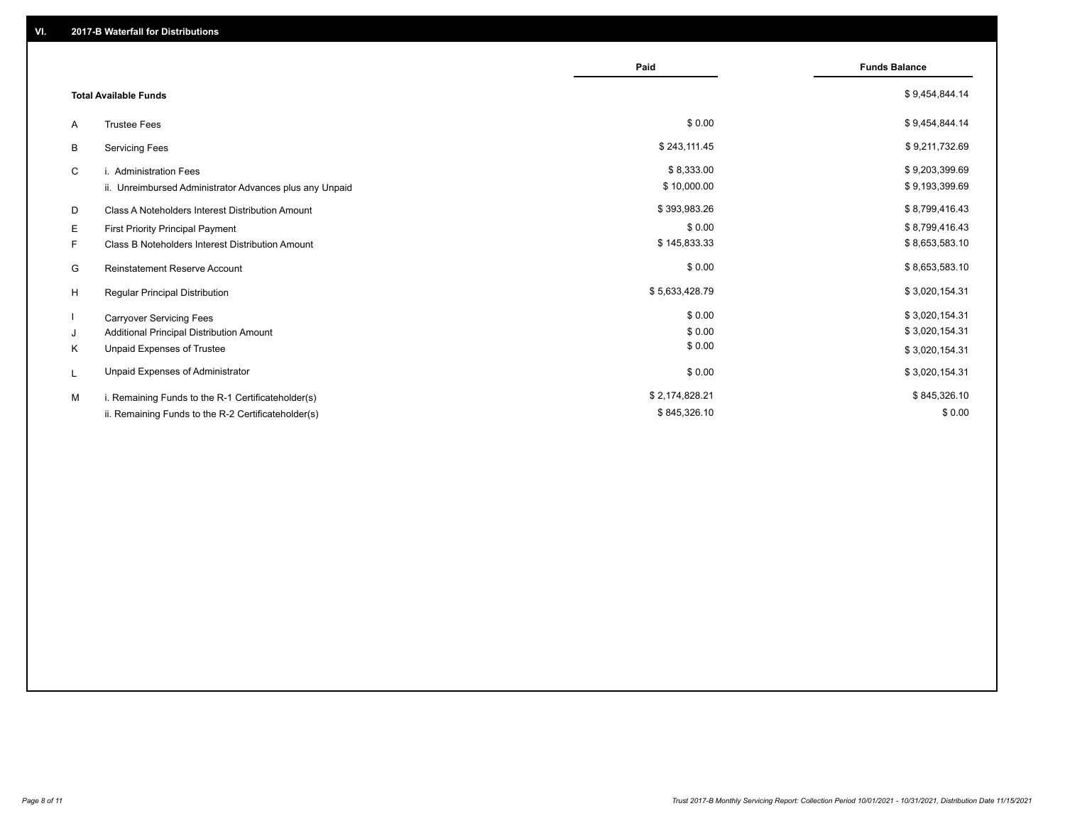## VI. 2017-B Waterfall for Distributions

| | | Paid | Funds Balance |
|---|---|---|---|
| | **Total Available Funds** | | $ 9,454,844.14 |
| A | Trustee Fees | $ 0.00 | $ 9,454,844.14 |
| B | Servicing Fees | $ 243,111.45 | $ 9,211,732.69 |
| C | i. Administration Fees | $ 8,333.00 | $ 9,203,399.69 |
| | ii. Unreimbursed Administrator Advances plus any Unpaid | $ 10,000.00 | $ 9,193,399.69 |
| D | Class A Noteholders Interest Distribution Amount | $ 393,983.26 | $ 8,799,416.43 |
| E | First Priority Principal Payment | $ 0.00 | $ 8,799,416.43 |
| F | Class B Noteholders Interest Distribution Amount | $ 145,833.33 | $ 8,653,583.10 |
| G | Reinstatement Reserve Account | $ 0.00 | $ 8,653,583.10 |
| H | Regular Principal Distribution | $ 5,633,428.79 | $ 3,020,154.31 |
| I | Carryover Servicing Fees | $ 0.00 | $ 3,020,154.31 |
| J | Additional Principal Distribution Amount | $ 0.00 | $ 3,020,154.31 |
| K | Unpaid Expenses of Trustee | $ 0.00 | $ 3,020,154.31 |
| L | Unpaid Expenses of Administrator | $ 0.00 | $ 3,020,154.31 |
| M | i. Remaining Funds to the R-1 Certificateholder(s) | $ 2,174,828.21 | $ 845,326.10 |
| | ii. Remaining Funds to the R-2 Certificateholder(s) | $ 845,326.10 | $ 0.00 |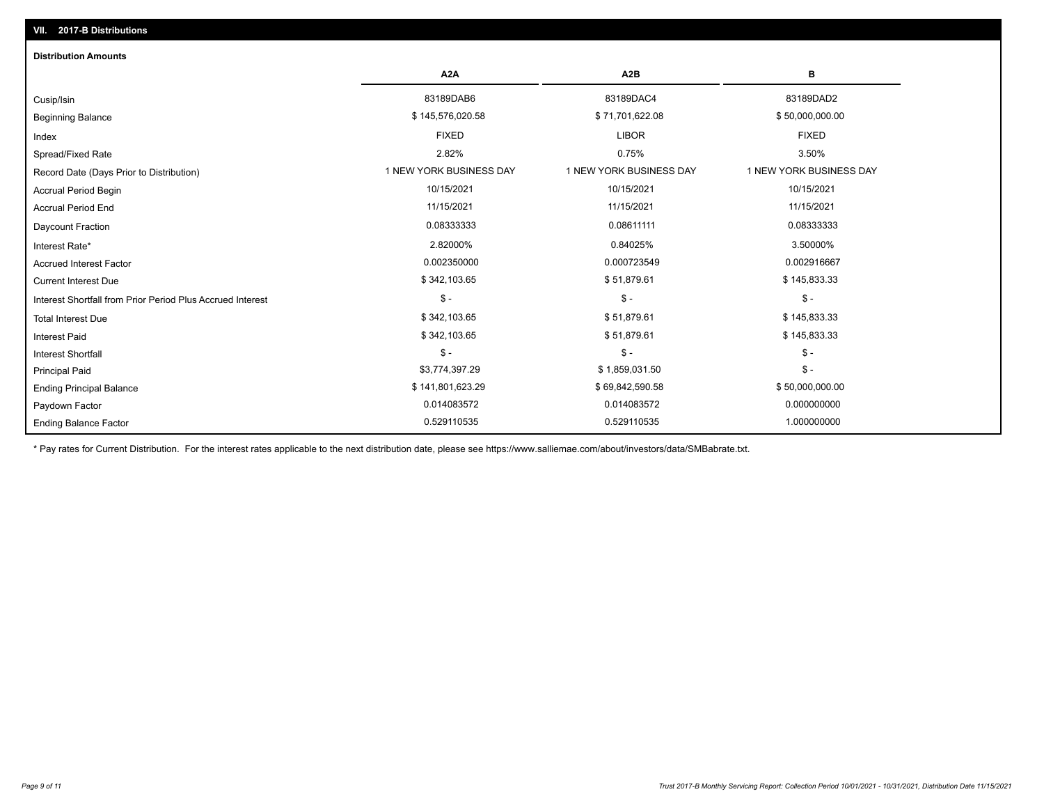## VII. 2017-B Distributions

### Distribution Amounts

| | A2A | A2B | B |
|---|---|---|---|
| Cusip/Isin | 83189DAB6 | 83189DAC4 | 83189DAD2 |
| Beginning Balance | $ 145,576,020.58 | $ 71,701,622.08 | $ 50,000,000.00 |
| Index | FIXED | LIBOR | FIXED |
| Spread/Fixed Rate | 2.82% | 0.75% | 3.50% |
| Record Date (Days Prior to Distribution) | 1 NEW YORK BUSINESS DAY | 1 NEW YORK BUSINESS DAY | 1 NEW YORK BUSINESS DAY |
| Accrual Period Begin | 10/15/2021 | 10/15/2021 | 10/15/2021 |
| Accrual Period End | 11/15/2021 | 11/15/2021 | 11/15/2021 |
| Daycount Fraction | 0.08333333 | 0.08611111 | 0.08333333 |
| Interest Rate* | 2.82000% | 0.84025% | 3.50000% |
| Accrued Interest Factor | 0.002350000 | 0.000723549 | 0.002916667 |
| Current Interest Due | $ 342,103.65 | $ 51,879.61 | $ 145,833.33 |
| Interest Shortfall from Prior Period Plus Accrued Interest | $ - | $ - | $ - |
| Total Interest Due | $ 342,103.65 | $ 51,879.61 | $ 145,833.33 |
| Interest Paid | $ 342,103.65 | $ 51,879.61 | $ 145,833.33 |
| Interest Shortfall | $ - | $ - | $ - |
| Principal Paid | $3,774,397.29 | $ 1,859,031.50 | $ - |
| Ending Principal Balance | $ 141,801,623.29 | $ 69,842,590.58 | $ 50,000,000.00 |
| Paydown Factor | 0.014083572 | 0.014083572 | 0.000000000 |
| Ending Balance Factor | 0.529110535 | 0.529110535 | 1.000000000 |

* Pay rates for Current Distribution. For the interest rates applicable to the next distribution date, please see https://www.salliemae.com/about/investors/data/SMBabrate.txt.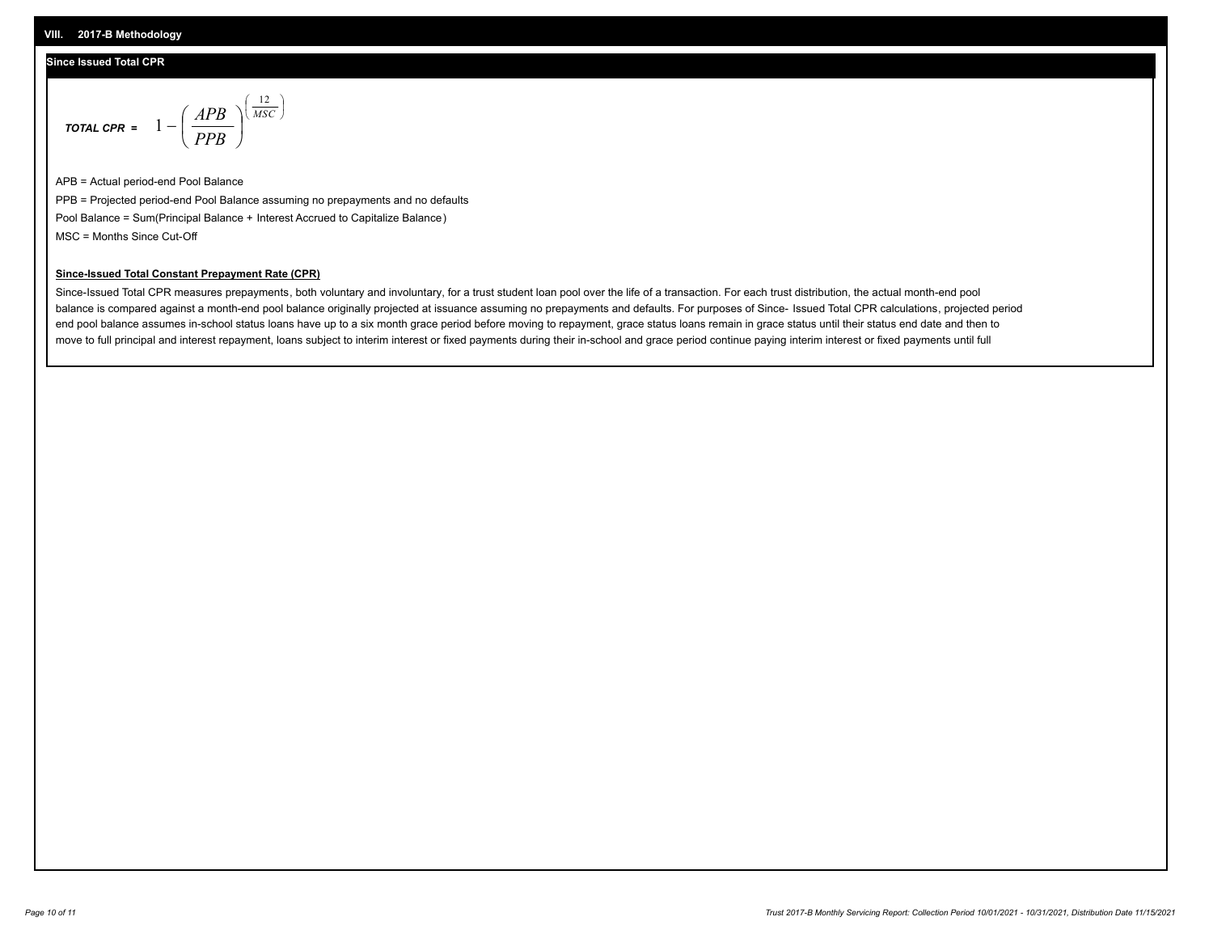## VIII. 2017-B Methodology

### Since Issued Total CPR

$$\textit{TOTAL CPR} = 1 - \left( \frac{APB}{PPB} \right)^{\left( \frac{12}{MSC} \right)}$$

APB = Actual period-end Pool Balance

PPB = Projected period-end Pool Balance assuming no prepayments and no defaults

Pool Balance = Sum(Principal Balance + Interest Accrued to Capitalize Balance)

MSC = Months Since Cut-Off

**Since-Issued Total Constant Prepayment Rate (CPR)**

Since-Issued Total CPR measures prepayments, both voluntary and involuntary, for a trust student loan pool over the life of a transaction. For each trust distribution, the actual month-end pool balance is compared against a month-end pool balance originally projected at issuance assuming no prepayments and defaults. For purposes of Since- Issued Total CPR calculations, projected period end pool balance assumes in-school status loans have up to a six month grace period before moving to repayment, grace status loans remain in grace status until their status end date and then to move to full principal and interest repayment, loans subject to interim interest or fixed payments during their in-school and grace period continue paying interim interest or fixed payments until full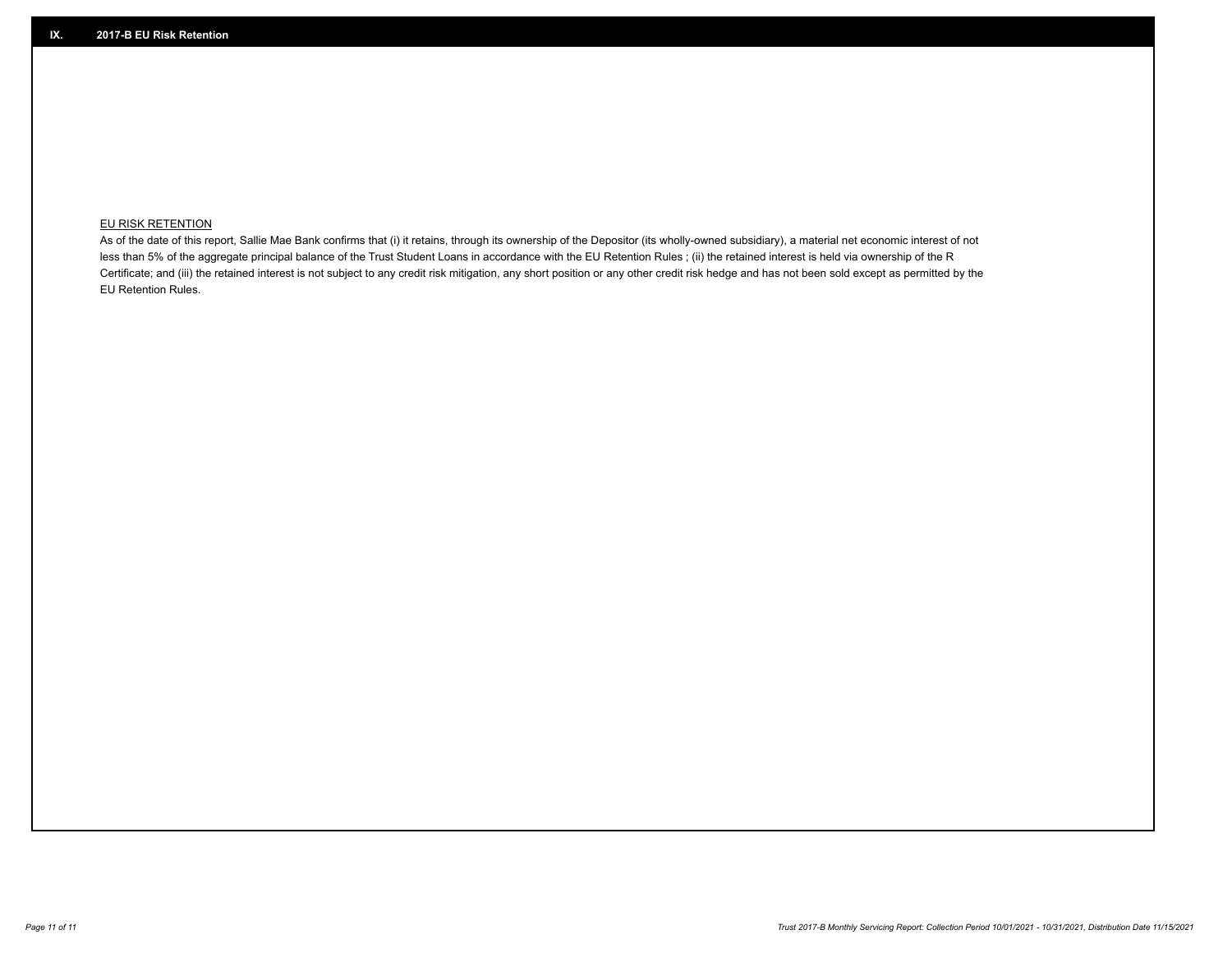## IX. 2017-B EU Risk Retention

EU RISK RETENTION

As of the date of this report, Sallie Mae Bank confirms that (i) it retains, through its ownership of the Depositor (its wholly-owned subsidiary), a material net economic interest of not less than 5% of the aggregate principal balance of the Trust Student Loans in accordance with the EU Retention Rules ; (ii) the retained interest is held via ownership of the R Certificate; and (iii) the retained interest is not subject to any credit risk mitigation, any short position or any other credit risk hedge and has not been sold except as permitted by the EU Retention Rules.